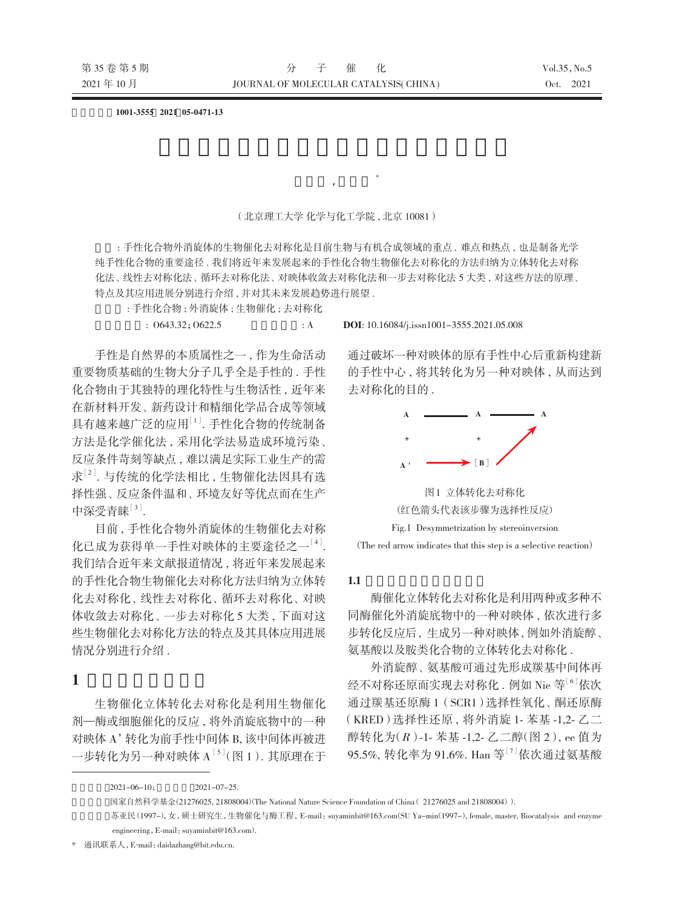文章编号：1001-3555（2021）05-0471-13

# 手性化合物的生物催化去对称化研究进展

苏亚民，张代佳*

（北京理工大学 化学与化工学院，北京 10081）

摘要：手性化合物外消旋体的生物催化去对称化是目前生物与有机合成领域的重点、难点和热点，也是制备光学纯手性化合物的重要途径．我们将近年来发展起来的手性化合物生物催化去对称化的方法归纳为立体转化去对称化法、线性去对称化法、循环去对称化法、对映体收敛去对称化法和一步去对称化法5大类，对这些方法的原理、特点及其应用进展分别进行介绍，并对其未来发展趋势进行展望．

关键词：手性化合物；外消旋体；生物催化；去对称化

中图分类号：O643.32；O622.5　　文献标志码：A　　**DOI**: 10.16084/j.issn1001-3555.2021.05.008

手性是自然界的本质属性之一，作为生命活动重要物质基础的生物大分子几乎全是手性的．手性化合物由于其独特的理化特性与生物活性，近年来在新材料开发、新药设计和精细化学品合成等领域具有越来越广泛的应用[1]．手性化合物的传统制备方法是化学催化法，采用化学法易造成环境污染、反应条件苛刻等缺点，难以满足实际工业生产的需求[2]．与传统的化学法相比，生物催化法因具有选择性强、反应条件温和、环境友好等优点而在生产中深受青睐[3]．

目前，手性化合物外消旋体的生物催化去对称化已成为获得单一手性对映体的主要途径之一[4]．我们结合近年来文献报道情况，将近年来发展起来的手性化合物生物催化去对称化方法归纳为立体转化去对称化、线性去对称化、循环去对称化、对映体收敛去对称化、一步去对称化5大类，下面对这些生物催化去对称化方法的特点及其具体应用进展情况分别进行介绍．

## 1 立体转化去对称化

生物催化立体转化去对称化是利用生物催化剂—酶或细胞催化的反应，将外消旋底物中的一种对映体A' 转化为前手性中间体B，该中间体再被进一步转化为另一种对映体A[5]（图1）．其原理在于通过破坏一种对映体的原有手性中心后重新构建新的手性中心，将其转化为另一种对映体，从而达到去对称化的目的．

图1 立体转化去对称化

（红色箭头代表该步骤为选择性反应）

Fig.1 Desymmetrization by stereoinversion

（The red arrow indicates that this step is a selective reaction）

### 1.1 酶催化立体转化去对称化

酶催化立体转化去对称化是利用两种或多种不同酶催化外消旋底物中的一种对映体，依次进行多步转化反应后，生成另一种对映体，例如外消旋醇、氨基酸以及胺类化合物的立体转化去对称化．

外消旋醇、氨基酸可通过先形成羰基中间体再经不对称还原而实现去对称化．例如Nie等[6]依次通过羰基还原酶1（SCR1）选择性氧化、酮还原酶（KRED）选择性还原，将外消旋1-苯基-1,2-乙二醇转化为(*R*)-1-苯基-1,2-乙二醇(图2)，ee值为95.5%，转化率为91.6%．Han等[7]依次通过氨基酸

---

收稿日期：2021-06-10；修回日期：2021-07-25.

基金项目：国家自然科学基金(21276025, 21808004)(The National Nature Science Foundation of China（21276025 and 21808004）).

作者简介：苏亚民(1997-)，女，硕士研究生，生物催化与酶工程，E-mail：suyaminbit@163.com(SU Ya-min(1997-), female, master, Biocatalysis and enzyme engineering, E-mail：suyaminbit@163.com).

\* 通讯联系人，E-mail：daidazhang@bit.edu.cn.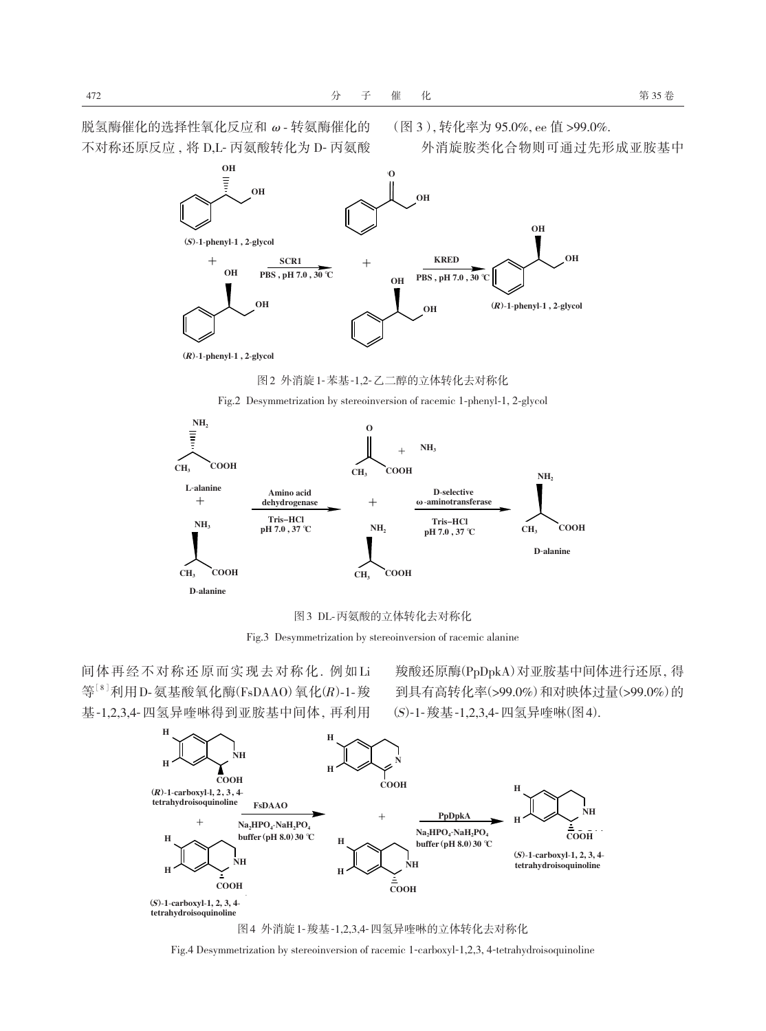脱氢酶催化的选择性氧化反应和 ω-转氨酶催化的不对称还原反应，将 D,L-丙氨酸转化为 D-丙氨酸（图 3），转化率为 95.0%，ee 值 >99.0%.

外消旋胺类化合物则可通过先形成亚胺基中间体再经不对称还原而实现去对称化. 例如 Li 等[8]利用 D-氨基酸氧化酶(FsDAAO)氧化(*R*)-1-羧基-1,2,3,4-四氢异喹啉得到亚胺基中间体，再利用羧酸还原酶(PpDpkA)对亚胺基中间体进行还原，得到具有高转化率(>99.0%)和对映体过量(>99.0%)的(*S*)-1-羧基-1,2,3,4-四氢异喹啉(图 4).

图 2 外消旋 1-苯基-1,2-乙二醇的立体转化去对称化

Fig.2 Desymmetrization by stereoinversion of racemic 1-phenyl-1, 2-glycol

图 3 DL-丙氨酸的立体转化去对称化

Fig.3 Desymmetrization by stereoinversion of racemic alanine

图 4 外消旋 1-羧基-1,2,3,4-四氢异喹啉的立体转化去对称化

Fig.4 Desymmetrization by stereoinversion of racemic 1-carboxyl-1,2,3, 4-tetrahydroisoquinoline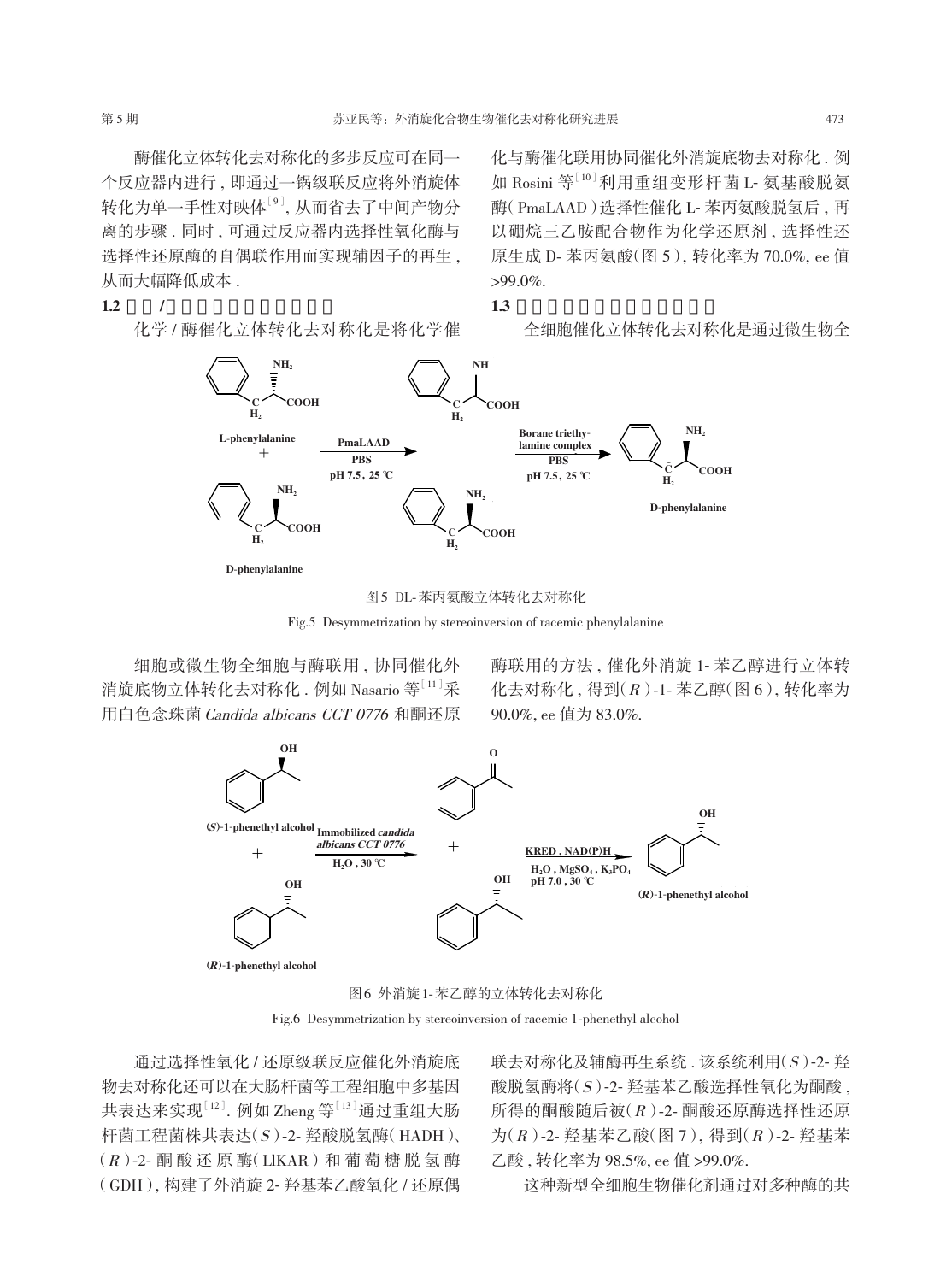酶催化立体转化去对称化的多步反应可在同一个反应器内进行，即通过一锅级联反应将外消旋体转化为单一手性对映体[9]，从而省去了中间产物分离的步骤．同时，可通过反应器内选择性氧化酶与选择性还原酶的自偶联作用而实现辅因子的再生，从而大幅降低成本．

### 1.2 化学/酶催化立体转化去对称化

化学/酶催化立体转化去对称化是将化学催化与酶催化联用协同催化外消旋底物去对称化．例如 Rosini 等[10]利用重组变形杆菌 L-氨基酸脱氨酶（PmaLAAD）选择性催化 L-苯丙氨酸脱氢后，再以硼烷三乙胺配合物作为化学还原剂，选择性还原生成 D-苯丙氨酸（图 5），转化率为 70.0%，ee 值 >99.0%．

图5 DL-苯丙氨酸立体转化去对称化

Fig.5 Desymmetrization by stereoinversion of racemic phenylalanine

### 1.3 全细胞催化立体转化去对称化

全细胞催化立体转化去对称化是通过微生物全细胞或微生物全细胞与酶联用，协同催化外消旋底物立体转化去对称化．例如 Nasario 等[11]采用白色念珠菌 *Candida albicans CCT 0776* 和酮还原酶联用的方法，催化外消旋 1-苯乙醇进行立体转化去对称化，得到（*R*）-1-苯乙醇（图 6），转化率为 90.0%，ee 值为 83.0%．

图6 外消旋1-苯乙醇的立体转化去对称化

Fig.6 Desymmetrization by stereoinversion of racemic 1-phenethyl alcohol

通过选择性氧化/还原级联反应催化外消旋底物去对称化还可以在大肠杆菌等工程细胞中多基因共表达来实现[12]．例如 Zheng 等[13]通过重组大肠杆菌工程菌株共表达（*S*）-2-羟酸脱氢酶（HADH）、（*R*）-2-酮酸还原酶（LlKAR）和葡萄糖脱氢酶（GDH），构建了外消旋 2-羟基苯乙酸氧化/还原偶联去对称化及辅酶再生系统．该系统利用（*S*）-2-羟酸脱氢酶将（*S*）-2-羟基苯乙酸选择性氧化为酮酸，所得的酮酸随后被（*R*）-2-酮酸还原酶选择性还原为（*R*）-2-羟基苯乙酸（图 7），得到（*R*）-2-羟基苯乙酸，转化率为 98.5%，ee 值 >99.0%．

这种新型全细胞生物催化剂通过对多种酶的共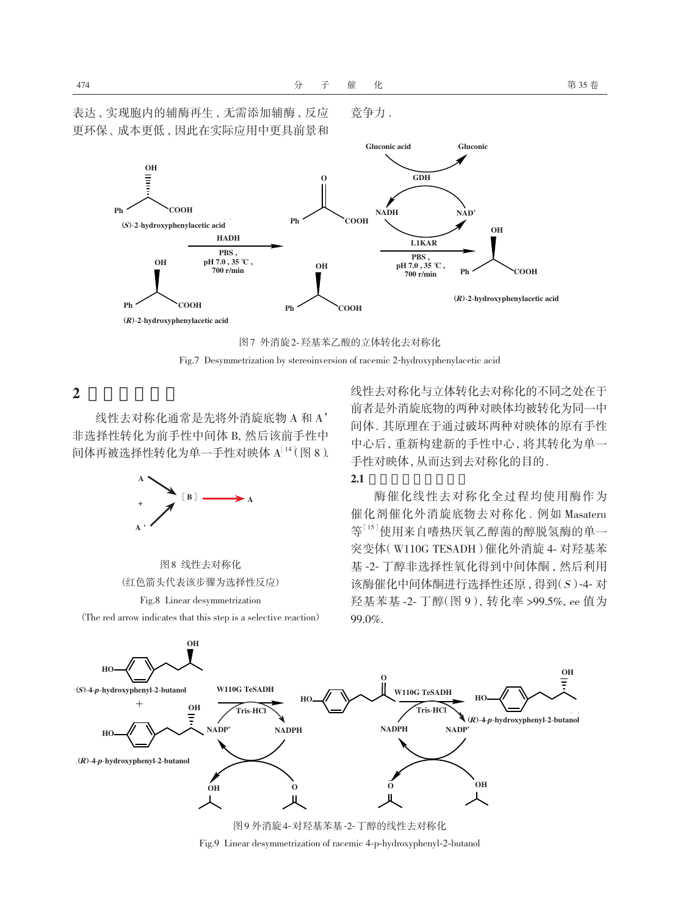表达，实现胞内的辅酶再生，无需添加辅酶，反应更环保、成本更低，因此在实际应用中更具前景和竞争力．

图7 外消旋2-羟基苯乙酸的立体转化去对称化

Fig.7 Desymmetrization by stereoinversion of racemic 2-hydroxyphenylacetic acid

## 2 线性去对称化

线性去对称化通常是先将外消旋底物 A 和 A' 非选择性转化为前手性中间体 B, 然后该前手性中间体再被选择性转化为单一手性对映体 A[14]（图 8）．

图8 线性去对称化

（红色箭头代表该步骤为选择性反应）

Fig.8 Linear desymmetrization

（The red arrow indicates that this step is a selective reaction）

线性去对称化与立体转化去对称化的不同之处在于前者是外消旋底物的两种对映体均被转化为同一中间体．其原理在于通过破坏两种对映体的原有手性中心后，重新构建新的手性中心，将其转化为单一手性对映体，从而达到去对称化的目的．

### 2.1 酶催化线性去对称化

酶催化线性去对称化全过程均使用酶作为催化剂催化外消旋底物去对称化．例如 Masateru 等[15]使用来自嗜热厌氧乙醇菌的醇脱氢酶的单一突变体（W110G TESADH）催化外消旋 4- 对羟基苯基 -2- 丁醇非选择性氧化得到中间体酮，然后利用该酶催化中间体酮进行选择性还原，得到（*S*）-4- 对羟基苯基 -2- 丁醇（图 9），转化率 >99.5%，ee 值为 99.0%．

图9 外消旋4-对羟基苯基-2-丁醇的线性去对称化

Fig.9 Linear desymmetrization of racemic 4-p-hydroxyphenyl-2-butanol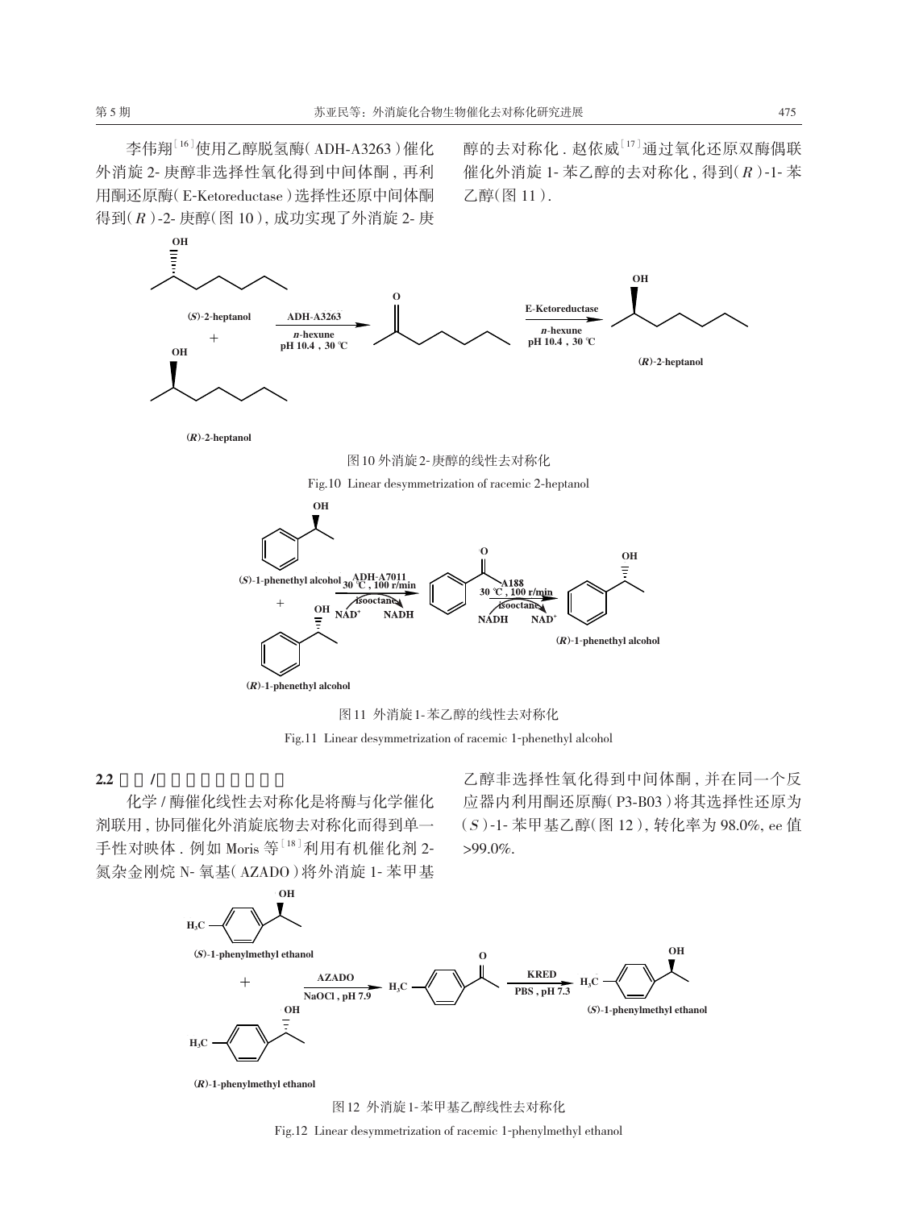李伟翔[16]使用乙醇脱氢酶(ADH-A3263)催化外消旋 2- 庚醇非选择性氧化得到中间体酮，再利用酮还原酶(E-Ketoreductase)选择性还原中间体酮得到(*R*)-2- 庚醇(图 10)，成功实现了外消旋 2- 庚醇的去对称化 . 赵依威[17]通过氧化还原双酶偶联催化外消旋 1- 苯乙醇的去对称化，得到(*R*)-1- 苯乙醇(图 11).

图10 外消旋2-庚醇的线性去对称化

Fig.10 Linear desymmetrization of racemic 2-heptanol

图11 外消旋1-苯乙醇的线性去对称化

Fig.11 Linear desymmetrization of racemic 1-phenethyl alcohol

**2.2 化学/酶催化线性去对称化**

化学 / 酶催化线性去对称化是将酶与化学催化剂联用，协同催化外消旋底物去对称化而得到单一手性对映体 . 例如 Moris 等[18]利用有机催化剂 2- 氮杂金刚烷 N- 氧基(AZADO)将外消旋 1- 苯甲基乙醇非选择性氧化得到中间体酮，并在同一个反应器内利用酮还原酶(P3-B03)将其选择性还原为(*S*)-1- 苯甲基乙醇(图 12)，转化率为 98.0%, ee 值 >99.0%.

图12 外消旋1-苯甲基乙醇线性去对称化

Fig.12 Linear desymmetrization of racemic 1-phenylmethyl ethanol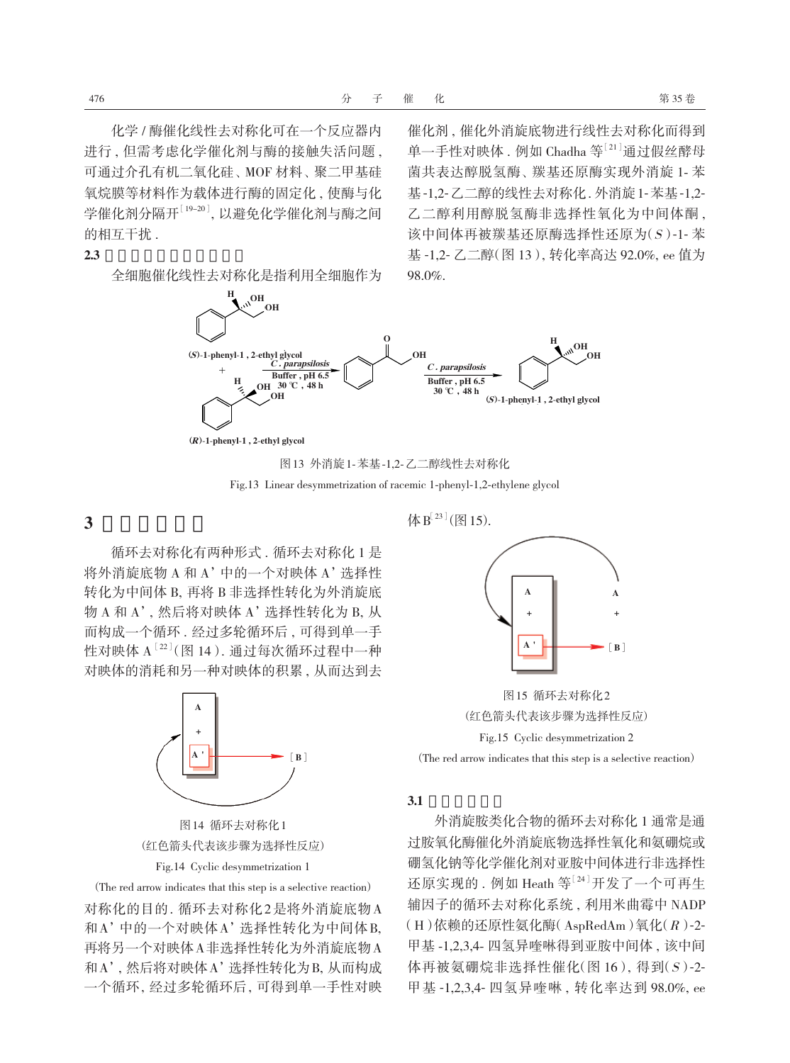化学/酶催化线性去对称化可在一个反应器内进行，但需考虑化学催化剂与酶的接触失活问题，可通过介孔有机二氧化硅、MOF 材料、聚二甲基硅氧烷膜等材料作为载体进行酶的固定化，使酶与化学催化剂分隔开[19-20]，以避免化学催化剂与酶之间的相互干扰.

**2.3** 

全细胞催化线性去对称化是指利用全细胞作为催化剂，催化外消旋底物进行线性去对称化而得到单一手性对映体. 例如 Chadha 等[21]通过假丝酵母菌共表达醇脱氢酶、羰基还原酶实现外消旋 1-苯基-1,2-乙二醇的线性去对称化. 外消旋 1-苯基-1,2-乙二醇利用醇脱氢酶非选择性氧化为中间体酮，该中间体再被羰基还原酶选择性还原为(*S*)-1-苯基-1,2-乙二醇(图 13)，转化率高达 92.0%，ee 值为 98.0%.

图13 外消旋 1-苯基-1,2-乙二醇线性去对称化

Fig.13 Linear desymmetrization of racemic 1-phenyl-1,2-ethylene glycol

## 3 

循环去对称化有两种形式. 循环去对称化 1 是将外消旋底物 A 和 A' 中的一个对映体 A' 选择性转化为中间体 B，再将 B 非选择性转化为外消旋底物 A 和 A'，然后将对映体 A' 选择性转化为 B，从而构成一个循环. 经过多轮循环后，可得到单一手性对映体 A[22](图 14). 通过每次循环过程中一种对映体的消耗和另一种对映体的积累，从而达到去对称化的目的. 循环去对称化 2 是将外消旋底物 A 和 A' 中的一个对映体 A' 选择性转化为中间体 B，再将另一个对映体 A 非选择性转化为外消旋底物 A 和 A'，然后将对映体 A' 选择性转化为 B，从而构成一个循环，经过多轮循环后，可得到单一手性对映体 B[23](图 15).

图14 循环去对称化 1

(红色箭头代表该步骤为选择性反应)

Fig.14 Cyclic desymmetrization 1

(The red arrow indicates that this step is a selective reaction)

图15 循环去对称化 2

(红色箭头代表该步骤为选择性反应)

Fig.15 Cyclic desymmetrization 2

(The red arrow indicates that this step is a selective reaction)

**3.1** 

外消旋胺类化合物的循环去对称化 1 通常是通过胺氧化酶催化外消旋底物选择性氧化和氨硼烷或硼氢化钠等化学催化剂对亚胺中间体进行非选择性还原实现的. 例如 Heath 等[24]开发了一个可再生辅因子的循环去对称化系统，利用米曲霉中 NADP(H)依赖的还原性氨化酶(AspRedAm)氧化(*R*)-2-甲基-1,2,3,4-四氢异喹啉得到亚胺中间体，该中间体再被氨硼烷非选择性催化(图 16)，得到(*S*)-2-甲基-1,2,3,4-四氢异喹啉，转化率达到 98.0%，ee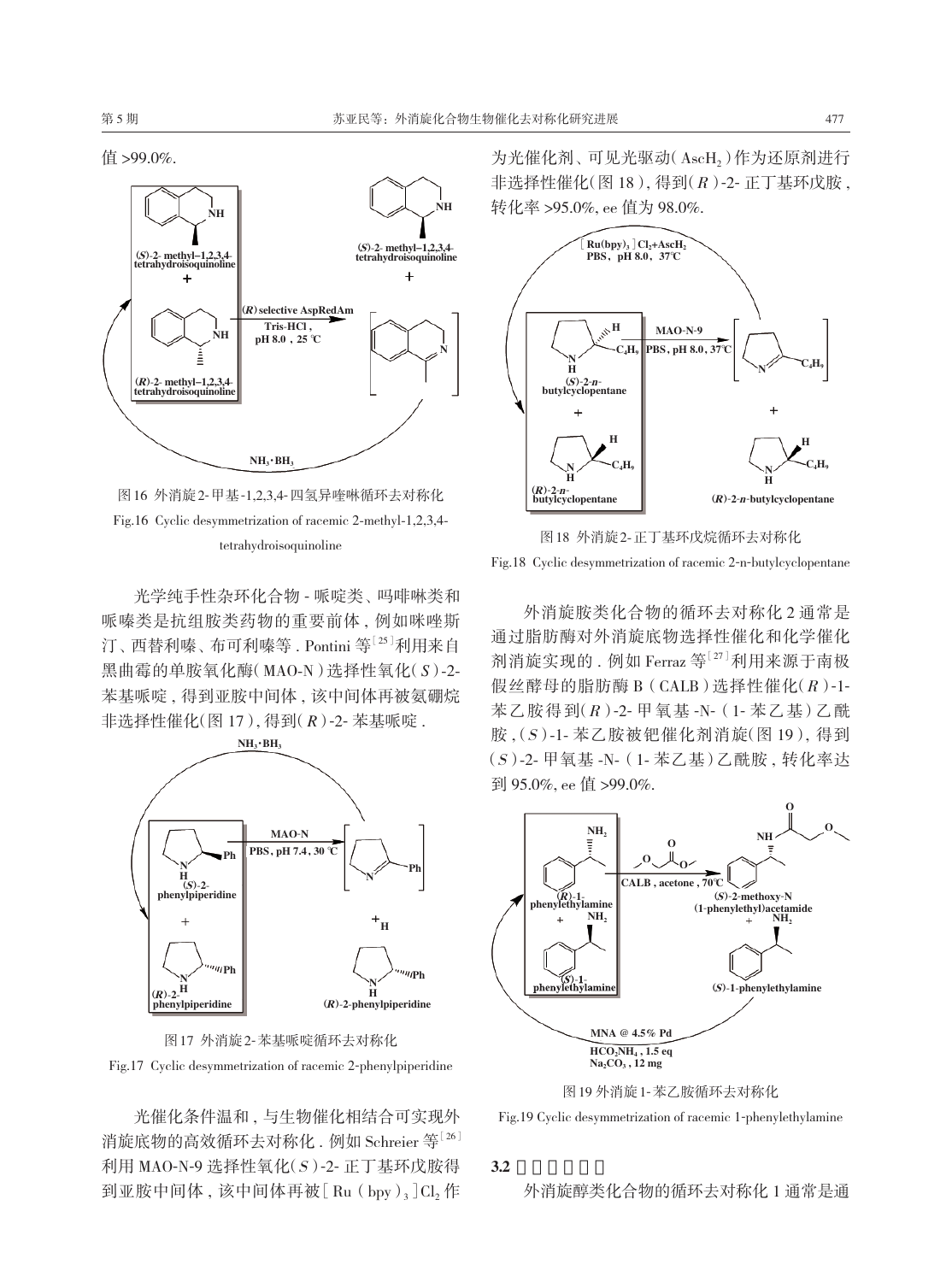值 >99.0%.

图16 外消旋2-甲基-1,2,3,4-四氢异喹啉循环去对称化

Fig.16 Cyclic desymmetrization of racemic 2-methyl-1,2,3,4-tetrahydroisoquinoline

光学纯手性杂环化合物 - 哌啶类、吗啡啉类和哌嗪类是抗组胺类药物的重要前体，例如咪唑斯汀、西替利嗪、布可利嗪等 . Pontini 等[25]利用来自黑曲霉的单胺氧化酶( MAO-N )选择性氧化( *S* )-2-苯基哌啶，得到亚胺中间体，该中间体再被氨硼烷非选择性催化(图 17 )，得到( *R* )-2- 苯基哌啶 .

图17 外消旋2-苯基哌啶循环去对称化

Fig.17 Cyclic desymmetrization of racemic 2-phenylpiperidine

光催化条件温和，与生物催化相结合可实现外消旋底物的高效循环去对称化 . 例如 Schreier 等[26]利用 MAO-N-9 选择性氧化( *S* )-2- 正丁基环戊胺得到亚胺中间体，该中间体再被[ Ru ( bpy )$_3$ ]$Cl_2$ 作为光催化剂、可见光驱动( $AscH_2$ )作为还原剂进行非选择性催化(图 18 )，得到( *R* )-2- 正丁基环戊胺，转化率 >95.0%，ee 值为 98.0%.

图18 外消旋2-正丁基环戊烷循环去对称化

Fig.18 Cyclic desymmetrization of racemic 2-n-butylcyclopentane

外消旋胺类化合物的循环去对称化 2 通常是通过脂肪酶对外消旋底物选择性催化和化学催化剂消旋实现的 . 例如 Ferraz 等[27]利用来源于南极假丝酵母的脂肪酶 B ( CALB )选择性催化( *R* )-1-苯乙胺得到( *R* )-2- 甲氧基 -N- ( 1- 苯乙基)乙酰胺，( *S* )-1- 苯乙胺被钯催化剂消旋(图 19 )，得到( *S* )-2- 甲氧基 -N- ( 1- 苯乙基)乙酰胺，转化率达到 95.0%，ee 值 >99.0%.

图19 外消旋1-苯乙胺循环去对称化

Fig.19 Cyclic desymmetrization of racemic 1-phenylethylamine

### 3.2 

外消旋醇类化合物的循环去对称化 1 通常是通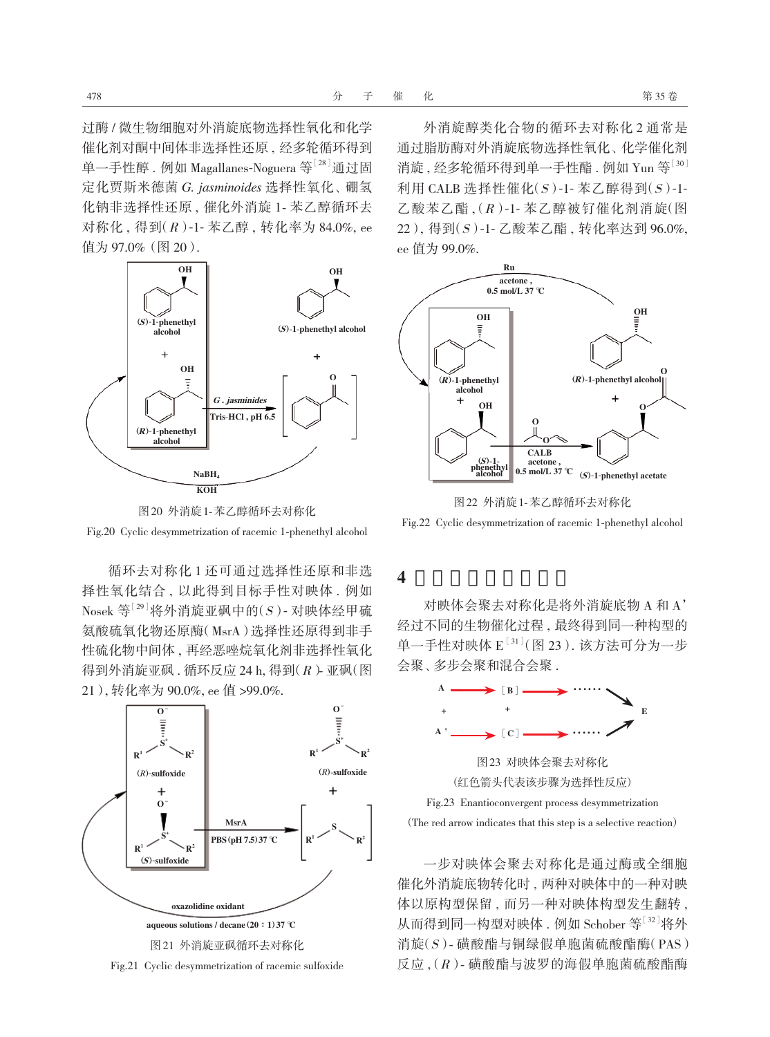过酶/微生物细胞对外消旋底物选择性氧化和化学催化剂对酮中间体非选择性还原，经多轮循环得到单一手性醇．例如 Magallanes-Noguera 等[28]通过固定化贾斯米德菌 *G. jasminoides* 选择性氧化、硼氢化钠非选择性还原，催化外消旋 1-苯乙醇循环去对称化，得到(*R*)-1-苯乙醇，转化率为 84.0%，ee 值为 97.0%（图 20）．

图 20 外消旋 1-苯乙醇循环去对称化

Fig.20 Cyclic desymmetrization of racemic 1-phenethyl alcohol

循环去对称化 1 还可通过选择性还原和非选择性氧化结合，以此得到目标手性对映体．例如 Nosek 等[29]将外消旋亚砜中的(*S*)-对映体经甲硫氨酸硫氧化物还原酶(MsrA)选择性还原得到非手性硫化物中间体，再经恶唑烷氧化剂非选择性氧化得到外消旋亚砜．循环反应 24 h，得到(*R*)-亚砜(图 21)，转化率为 90.0%，ee 值 >99.0%．

图 21 外消旋亚砜循环去对称化

Fig.21 Cyclic desymmetrization of racemic sulfoxide

外消旋醇类化合物的循环去对称化 2 通常是通过脂肪酶对外消旋底物选择性氧化、化学催化剂消旋，经多轮循环得到单一手性酯．例如 Yun 等[30]利用 CALB 选择性催化(*S*)-1-苯乙醇得到(*S*)-1-乙酸苯乙酯，(*R*)-1-苯乙醇被钌催化剂消旋(图 22)，得到(*S*)-1-乙酸苯乙酯，转化率达到 96.0%，ee 值为 99.0%．

图 22 外消旋 1-苯乙醇循环去对称化

Fig.22 Cyclic desymmetrization of racemic 1-phenethyl alcohol

## 4 对映体会聚去对称化

对映体会聚去对称化是将外消旋底物 A 和 A' 经过不同的生物催化过程，最终得到同一种构型的单一手性对映体 E[31]（图 23）．该方法可分为一步会聚、多步会聚和混合会聚．

图 23 对映体会聚去对称化

（红色箭头代表该步骤为选择性反应）

Fig.23 Enantioconvergent process desymmetrization

(The red arrow indicates that this step is a selective reaction)

一步对映体会聚去对称化是通过酶或全细胞催化外消旋底物转化时，两种对映体中的一种对映体以原构型保留，而另一种对映体构型发生翻转，从而得到同一构型对映体．例如 Schober 等[32]将外消旋(*S*)-磺酸酯与铜绿假单胞菌硫酸酯酶(PAS)反应，(*R*)-磺酸酯与波罗的海假单胞菌硫酸酯酶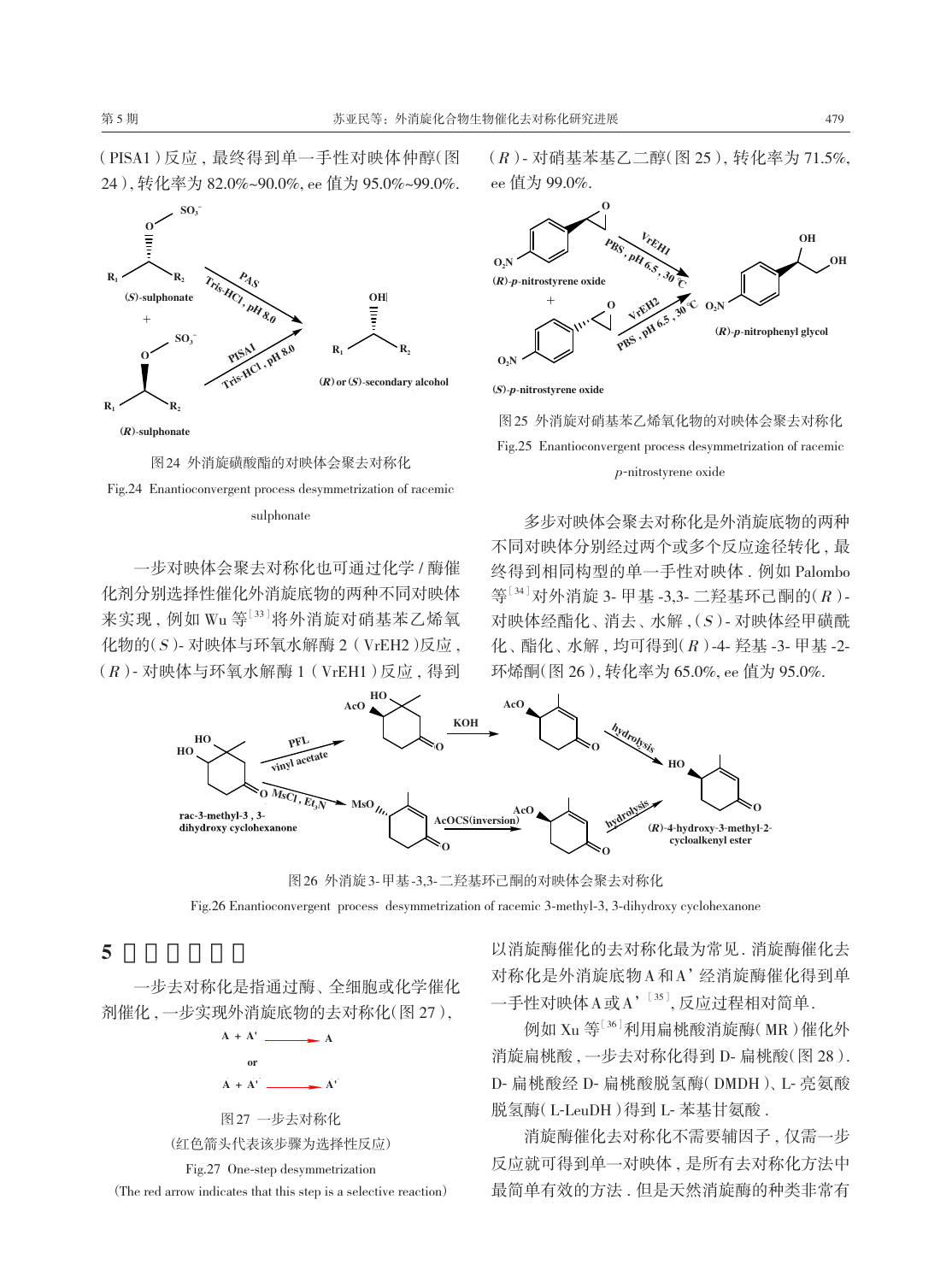（PISA1）反应，最终得到单一手性对映体仲醇（图24），转化率为82.0%~90.0%，ee值为95.0%~99.0%.

图24 外消旋磺酸酯的对映体会聚去对称化

Fig.24 Enantioconvergent process desymmetrization of racemic sulphonate

一步对映体会聚去对称化也可通过化学/酶催化剂分别选择性催化外消旋底物的两种不同对映体来实现，例如Wu等[33]将外消旋对硝基苯乙烯氧化物的（*S*）-对映体与环氧水解酶2（VrEH2）反应，（*R*）-对映体与环氧水解酶1（VrEH1）反应，得到（*R*）-对硝基苯基乙二醇（图25），转化率为71.5%，ee值为99.0%.

图25 外消旋对硝基苯乙烯氧化物的对映体会聚去对称化

Fig.25 Enantioconvergent process desymmetrization of racemic *p*-nitrostyrene oxide

多步对映体会聚去对称化是外消旋底物的两种不同对映体分别经过两个或多个反应途径转化，最终得到相同构型的单一手性对映体. 例如Palombo等[34]对外消旋3-甲基-3,3-二羟基环己酮的（*R*）-对映体经酯化、消去、水解，（*S*）-对映体经甲磺酰化、酯化、水解，均可得到（*R*）-4-羟基-3-甲基-2-环烯酮（图26），转化率为65.0%，ee值为95.0%.

图26 外消旋3-甲基-3,3-二羟基环己酮的对映体会聚去对称化

Fig.26 Enantioconvergent process desymmetrization of racemic 3-methyl-3, 3-dihydroxy cyclohexanone

## 5 一步去对称化

一步去对称化是指通过酶、全细胞或化学催化剂催化，一步实现外消旋底物的去对称化（图27），

$$A + A' \longrightarrow A$$

or

$$A + A' \longrightarrow A'$$

图27 一步去对称化

（红色箭头代表该步骤为选择性反应）

Fig.27 One-step desymmetrization

(The red arrow indicates that this step is a selective reaction)

以消旋酶催化的去对称化最为常见. 消旋酶催化去对称化是外消旋底物A和A'经消旋酶催化得到单一手性对映体A或A'[35]，反应过程相对简单.

例如Xu等[36]利用扁桃酸消旋酶（MR）催化外消旋扁桃酸，一步去对称化得到D-扁桃酸（图28）. D-扁桃酸经D-扁桃酸脱氢酶（DMDH）、L-亮氨酸脱氢酶（L-LeuDH）得到L-苯基甘氨酸.

消旋酶催化去对称化不需要辅因子，仅需一步反应就可得到单一对映体，是所有去对称化方法中最简单有效的方法. 但是天然消旋酶的种类非常有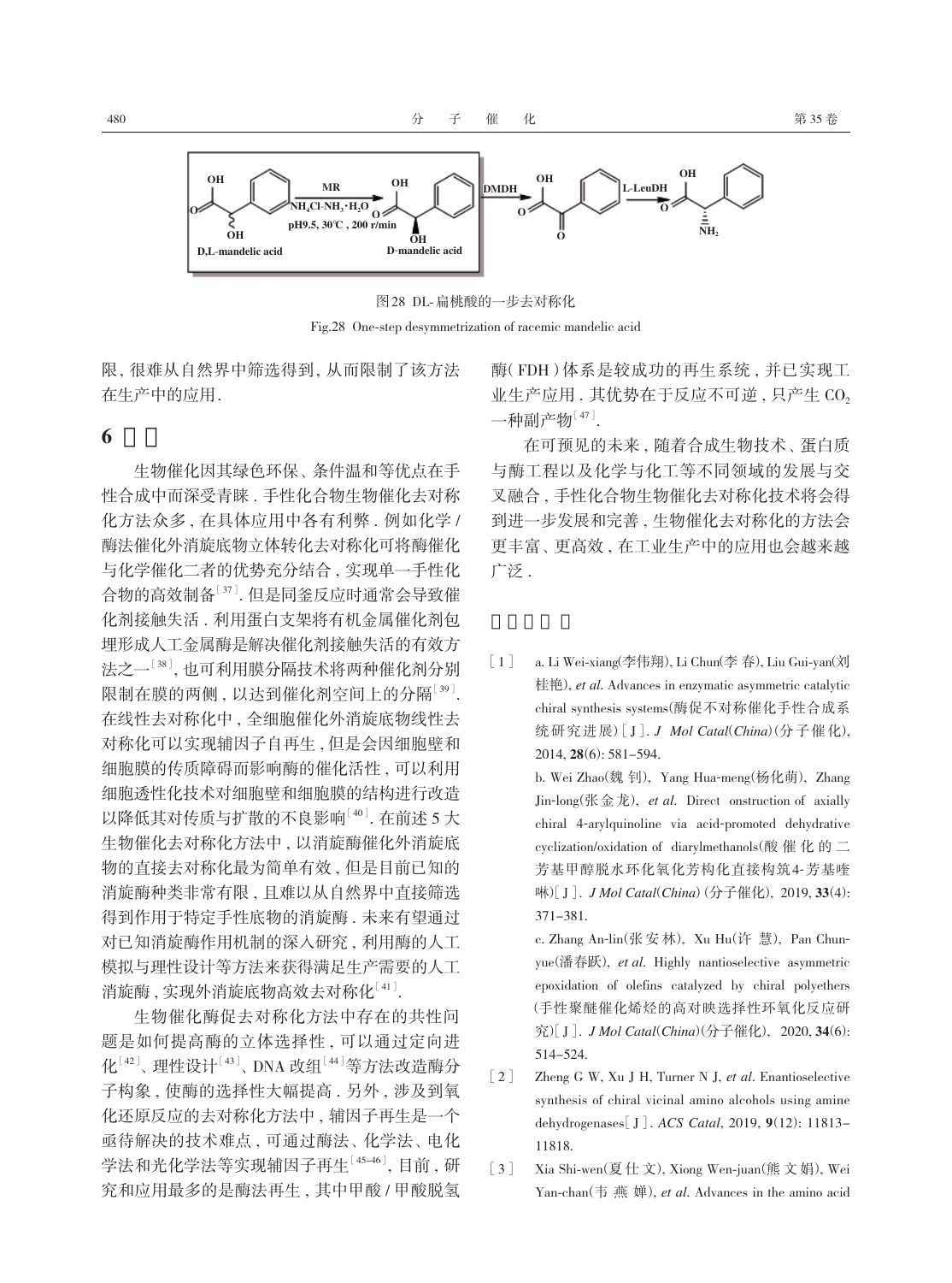图28 DL-扁桃酸的一步去对称化

Fig.28 One-step desymmetrization of racemic mandelic acid

限，很难从自然界中筛选得到，从而限制了该方法在生产中的应用.

## 6 结论

生物催化因其绿色环保、条件温和等优点在手性合成中而深受青睐．手性化合物生物催化去对称化方法众多，在具体应用中各有利弊．例如化学／酶法催化外消旋底物立体转化去对称化可将酶催化与化学催化二者的优势充分结合，实现单一手性化合物的高效制备[37]．但是同釜反应时通常会导致催化剂接触失活．利用蛋白支架将有机金属催化剂包埋形成人工金属酶是解决催化剂接触失活的有效方法之一[38]，也可利用膜分隔技术将两种催化剂分别限制在膜的两侧，以达到催化剂空间上的分隔[39]．在线性去对称化中，全细胞催化外消旋底物线性去对称化可以实现辅因子自再生，但是会因细胞壁和细胞膜的传质障碍而影响酶的催化活性，可以利用细胞透性化技术对细胞壁和细胞膜的结构进行改造以降低其对传质与扩散的不良影响[40]．在前述5大生物催化去对称化方法中，以消旋酶催化外消旋底物的直接去对称化最为简单有效，但是目前已知的消旋酶种类非常有限，且难以从自然界中直接筛选得到作用于特定手性底物的消旋酶．未来有望通过对已知消旋酶作用机制的深入研究，利用酶的人工模拟与理性设计等方法来获得满足生产需要的人工消旋酶，实现外消旋底物高效去对称化[41]．

生物催化酶促去对称化方法中存在的共性问题是如何提高酶的立体选择性，可以通过定向进化[42]、理性设计[43]、DNA改组[44]等方法改造酶分子构象，使酶的选择性大幅提高．另外，涉及到氧化还原反应的去对称化方法中，辅因子再生是一个亟待解决的技术难点，可通过酶法、化学法、电化学法和光化学法等实现辅因子再生[45-46]，目前，研究和应用最多的是酶法再生，其中甲酸／甲酸脱氢酶（FDH）体系是较成功的再生系统，并已实现工业生产应用．其优势在于反应不可逆，只产生$CO_2$一种副产物[47]．

在可预见的未来，随着合成生物技术、蛋白质与酶工程以及化学与化工等不同领域的发展与交叉融合，手性化合物生物催化去对称化技术将会得到进一步发展和完善，生物催化去对称化的方法会更丰富、更高效，在工业生产中的应用也会越来越广泛．

## 参考文献：

[1] a. Li Wei-xiang(李伟翔), Li Chun(李春), Liu Gui-yan(刘桂艳), *et al.* Advances in enzymatic asymmetric catalytic chiral synthesis systems(酶促不对称催化手性合成系统研究进展)[J]. *J Mol Catal(China)*(分子催化), 2014, **28**(6): 581–594.

b. Wei Zhao(魏钊), Yang Hua-meng(杨化萌), Zhang Jin-long(张金龙), *et al.* Direct onstruction of axially chiral 4-arylquinoline via acid-promoted dehydrative cyclization/oxidation of diarylmethanols(酸催化的二芳基甲醇脱水环化氧化芳构化直接构筑4-芳基喹啉)[J]. *J Mol Catal(China)* (分子催化), 2019, **33**(4): 371–381.

c. Zhang An-lin(张安林), Xu Hu(许慧), Pan Chun-yue(潘春跃), *et al.* Highly nantioselective asymmetric epoxidation of olefins catalyzed by chiral polyethers (手性聚醚催化烯烃的高对映选择性环氧化反应研究)[J]. *J Mol Catal(China)*(分子催化), 2020, **34**(6): 514–524.

[2] Zheng G W, Xu J H, Turner N J, *et al.* Enantioselective synthesis of chiral vicinal amino alcohols using amine dehydrogenases[J]. *ACS Catal*, 2019, **9**(12): 11813–11818.

[3] Xia Shi-wen(夏仕文), Xiong Wen-juan(熊文娟), Wei Yan-chan(韦燕婵), *et al.* Advances in the amino acid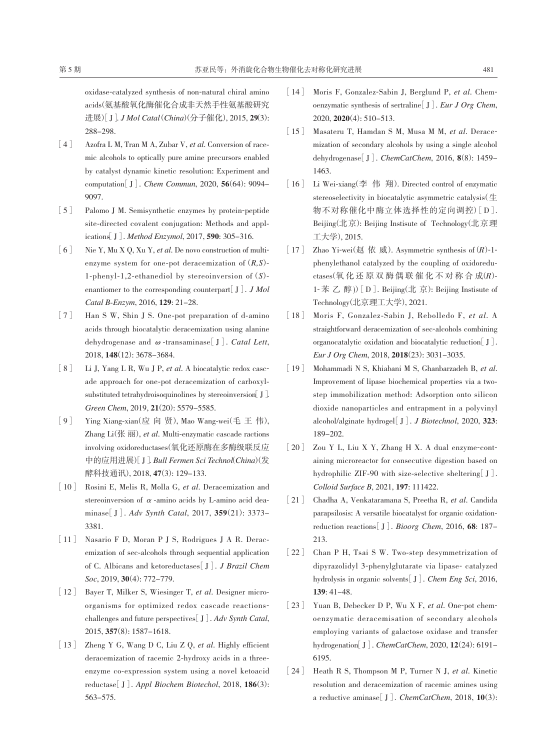oxidase-catalyzed synthesis of non-natural chiral amino acids(氨基酸氧化酶催化合成非天然手性氨基酸研究进展)[J]. *J Mol Catal*(*China*)(分子催化), 2015, **29**(3): 288–298.

[4] Azofra L M, Tran M A, Zubar V, *et al*. Conversion of racemic alcohols to optically pure amine precursors enabled by catalyst dynamic kinetic resolution: Experiment and computation[J]. *Chem Commun*, 2020, **56**(64): 9094–9097.

[5] Palomo J M. Semisynthetic enzymes by protein-peptide site-directed covalent conjugation: Methods and applications[J]. *Method Enzymol*, 2017, **590**: 305–316.

[6] Nie Y, Mu X Q, Xu Y, *et al*. De novo construction of multienzyme system for one-pot deracemization of (*R,S*)-1-phenyl-1,2-ethanediol by stereoinversion of (*S*)-enantiomer to the corresponding counterpart[J]. *J Mol Catal B-Enzym*, 2016, **129**: 21–28.

[7] Han S W, Shin J S. One-pot preparation of d-amino acids through biocatalytic deracemization using alanine dehydrogenase and $\omega$-transaminase[J]. *Catal Lett*, 2018, **148**(12): 3678–3684.

[8] Li J, Yang L R, Wu J P, *et al*. A biocatalytic redox cascade approach for one-pot deracemization of carboxyl-substituted tetrahydroisoquinolines by stereoinversion[J]. *Green Chem*, 2019, **21**(20): 5579–5585.

[9] Ying Xiang-xian(应 向 贤), Mao Wang-wei(毛 王 伟), Zhang Li(张 丽), *et al*. Multi-enzymatic cascade ractions involving oxidoreductases(氧化还原酶在多酶级联反应中的应用进展)[J]. *Bull Fermen Sci Technol*(*China*)(发酵科技通讯), 2018, **47**(3): 129–133.

[10] Rosini E, Melis R, Molla G, *et al*. Deracemization and stereoinversion of $\alpha$-amino acids by L-amino acid deaminase[J]. *Adv Synth Catal*, 2017, **359**(21): 3373–3381.

[11] Nasario F D, Moran P J S, Rodrigues J A R. Deracemization of sec-alcohols through sequential application of C. Albicans and ketoreductases[J]. *J Brazil Chem Soc*, 2019, **30**(4): 772–779.

[12] Bayer T, Milker S, Wiesinger T, *et al*. Designer microorganisms for optimized redox cascade reactions-challenges and future perspectives[J]. *Adv Synth Catal*, 2015, **357**(8): 1587–1618.

[13] Zheng Y G, Wang D C, Liu Z Q, *et al*. Highly efficient deracemization of racemic 2-hydroxy acids in a three-enzyme co-expression system using a novel ketoacid reductase[J]. *Appl Biochem Biotechol*, 2018, **186**(3): 563–575.

[14] Moris F, Gonzalez-Sabin J, Berglund P, *et al*. Chemoenzymatic synthesis of sertraline[J]. *Eur J Org Chem*, 2020, **2020**(4): 510–513.

[15] Masateru T, Hamdan S M, Musa M M, *et al*. Deracemization of secondary alcohols by using a single alcohol dehydrogenase[J]. *ChemCatChem*, 2016, **8**(8): 1459–1463.

[16] Li Wei-xiang(李 伟 翔). Directed control of enzymatic stereoselectivity in biocatalytic asymmetric catalysis(生物不对称催化中酶立体选择性的定向调控)[D]. Beijing(北京): Beijing Instisute of Technology(北京理工大学), 2015.

[17] Zhao Yi-wei(赵 依 威). Asymmetric synthesis of (*R*)-1-phenylethanol catalyzed by the coupling of oxidoreductases(氧化还原双酶偶联催化不对称合成(*R*)-1-苯乙醇)[D]. Beijing(北 京): Beijing Instisute of Technology(北京理工大学), 2021.

[18] Moris F, Gonzalez-Sabin J, Rebolledo F, *et al*. A straightforward deracemization of sec-alcohols combining organocatalytic oxidation and biocatalytic reduction[J]. *Eur J Org Chem*, 2018, **2018**(23): 3031–3035.

[19] Mohammadi N S, Khiabani M S, Ghanbarzadeh B, *et al*. Improvement of lipase biochemical properties via a two-step immobilization method: Adsorption onto silicon dioxide nanoparticles and entrapment in a polyvinyl alcohol/alginate hydrogel[J]. *J Biotechnol*, 2020, **323**: 189–202.

[20] Zou Y L, Liu X Y, Zhang H X. A dual enzyme-containing microreactor for consecutive digestion based on hydrophilic ZIF-90 with size-selective sheltering[J]. *Colloid Surface B*, 2021, **197**: 111422.

[21] Chadha A, Venkataramana S, Preetha R, *et al*. Candida parapsilosis: A versatile biocatalyst for organic oxidation-reduction reactions[J]. *Bioorg Chem*, 2016, **68**: 187–213.

[22] Chan P H, Tsai S W. Two-step desymmetrization of dipyrazolidyl 3-phenylglutarate via lipase- catalyzed hydrolysis in organic solvents[J]. *Chem Eng Sci*, 2016, **139**: 41–48.

[23] Yuan B, Debecker D P, Wu X F, *et al*. One-pot chemoenzymatic deracemisation of secondary alcohols employing variants of galactose oxidase and transfer hydrogenation[J]. *ChemCatChem*, 2020, **12**(24): 6191–6195.

[24] Heath R S, Thompson M P, Turner N J, *et al*. Kinetic resolution and deracemization of racemic amines using a reductive aminase[J]. *ChemCatChem*, 2018, **10**(3):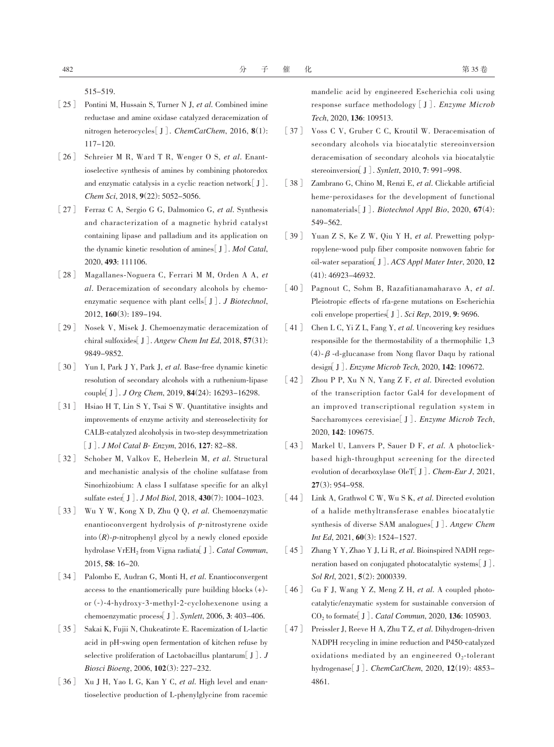515–519.

[25] Pontini M, Hussain S, Turner N J, *et al*. Combined imine reductase and amine oxidase catalyzed deracemization of nitrogen heterocycles[J]. *ChemCatChem*, 2016, **8**(1): 117–120.

[26] Schreier M R, Ward T R, Wenger O S, *et al*. Enantioselective synthesis of amines by combining photoredox and enzymatic catalysis in a cyclic reaction network[J]. *Chem Sci*, 2018, **9**(22): 5052–5056.

[27] Ferraz C A, Sergio G G, Dalmomico G, *et al*. Synthesis and characterization of a magnetic hybrid catalyst containing lipase and palladium and its application on the dynamic kinetic resolution of amines[J]. *Mol Catal*, 2020, **493**: 111106.

[28] Magallanes-Noguera C, Ferrari M M, Orden A A, *et al*. Deracemization of secondary alcohols by chemoenzymatic sequence with plant cells[J]. *J Biotechnol*, 2012, **160**(3): 189–194.

[29] Nosek V, Misek J. Chemoenzymatic deracemization of chiral sulfoxides[J]. *Angew Chem Int Ed*, 2018, **57**(31): 9849–9852.

[30] Yun I, Park J Y, Park J, *et al*. Base-free dynamic kinetic resolution of secondary alcohols with a ruthenium-lipase couple[J]. *J Org Chem*, 2019, **84**(24): 16293–16298.

[31] Hsiao H T, Lin S Y, Tsai S W. Quantitative insights and improvements of enzyme activity and stereoselectivity for CALB-catalyzed alcoholysis in two-step desymmetrization [J]. *J Mol Catal B- Enzym*, 2016, **127**: 82–88.

[32] Schober M, Valkov E, Heberlein M, *et al*. Structural and mechanistic analysis of the choline sulfatase from Sinorhizobium: A class I sulfatase specific for an alkyl sulfate ester[J]. *J Mol Biol*, 2018, **430**(7): 1004–1023.

[33] Wu Y W, Kong X D, Zhu Q Q, *et al*. Chemoenzymatic enantioconvergent hydrolysis of *p*-nitrostyrene oxide into (*R*)-*p*-nitrophenyl glycol by a newly cloned epoxide hydrolase Vr$EH_2$ from Vigna radiata[J]. *Catal Commun*, 2015, **58**: 16–20.

[34] Palombo E, Audran G, Monti H, *et al*. Enantioconvergent access to the enantiomerically pure building blocks (+)- or (-)-4-hydroxy-3-methyl-2-cyclohexenone using a chemoenzymatic process[J]. *Synlett*, 2006, **3**: 403–406.

[35] Sakai K, Fujii N, Chukeatirote E. Racemization of L-lactic acid in pH-swing open fermentation of kitchen refuse by selective proliferation of Lactobacillus plantarum[J]. *J Biosci Bioeng*, 2006, **102**(3): 227–232.

[36] Xu J H, Yao L G, Kan Y C, *et al*. High level and enantioselective production of L-phenylglycine from racemic mandelic acid by engineered Escherichia coli using response surface methodology[J]. *Enzyme Microb Tech*, 2020, **136**: 109513.

[37] Voss C V, Gruber C C, Kroutil W. Deracemisation of secondary alcohols via biocatalytic stereoinversion deracemisation of secondary alcohols via biocatalytic stereoinversion[J]. *Synlett*, 2010, **7**: 991–998.

[38] Zambrano G, Chino M, Renzi E, *et al*. Clickable artificial heme-peroxidases for the development of functional nanomaterials[J]. *Biotechnol Appl Bio*, 2020, **67**(4): 549–562.

[39] Yuan Z S, Ke Z W, Qiu Y H, *et al*. Prewetting polypropylene-wood pulp fiber composite nonwoven fabric for oil-water separation[J]. *ACS Appl Mater Inter*, 2020, **12** (41): 46923–46932.

[40] Pagnout C, Sohm B, Razafitianamaharavo A, *et al*. Pleiotropic effects of rfa-gene mutations on Escherichia coli envelope properties[J]. *Sci Rep*, 2019, **9**: 9696.

[41] Chen L C, Yi Z L, Fang Y, *et al*. Uncovering key residues responsible for the thermostability of a thermophilic 1,3 (4)-$\beta$-d-glucanase from Nong flavor Daqu by rational design[J]. *Enzyme Microb Tech*, 2020, **142**: 109672.

[42] Zhou P P, Xu N N, Yang Z F, *et al*. Directed evolution of the transcription factor Gal4 for development of an improved transcriptional regulation system in Saccharomyces cerevisiae[J]. *Enzyme Microb Tech*, 2020, **142**: 109675.

[43] Markel U, Lanvers P, Sauer D F, *et al*. A photoclick-based high-throughput screening for the directed evolution of decarboxylase OleT[J]. *Chem-Eur J*, 2021, **27**(3): 954–958.

[44] Link A, Grathwol C W, Wu S K, *et al*. Directed evolution of a halide methyltransferase enables biocatalytic synthesis of diverse SAM analogues[J]. *Angew Chem Int Ed*, 2021, **60**(3): 1524–1527.

[45] Zhang Y Y, Zhao Y J, Li R, *et al*. Bioinspired NADH regeneration based on conjugated photocatalytic systems[J]. *Sol Rrl*, 2021, **5**(2): 2000339.

[46] Gu F J, Wang Y Z, Meng Z H, *et al*. A coupled photocatalytic/enzymatic system for sustainable conversion of $CO_2$ to formate[J]. *Catal Commun*, 2020, **136**: 105903.

[47] Preissler J, Reeve H A, Zhu T Z, *et al*. Dihydrogen-driven NADPH recycling in imine reduction and P450-catalyzed oxidations mediated by an engineered $O_2$-tolerant hydrogenase[J]. *ChemCatChem*, 2020, **12**(19): 4853–4861.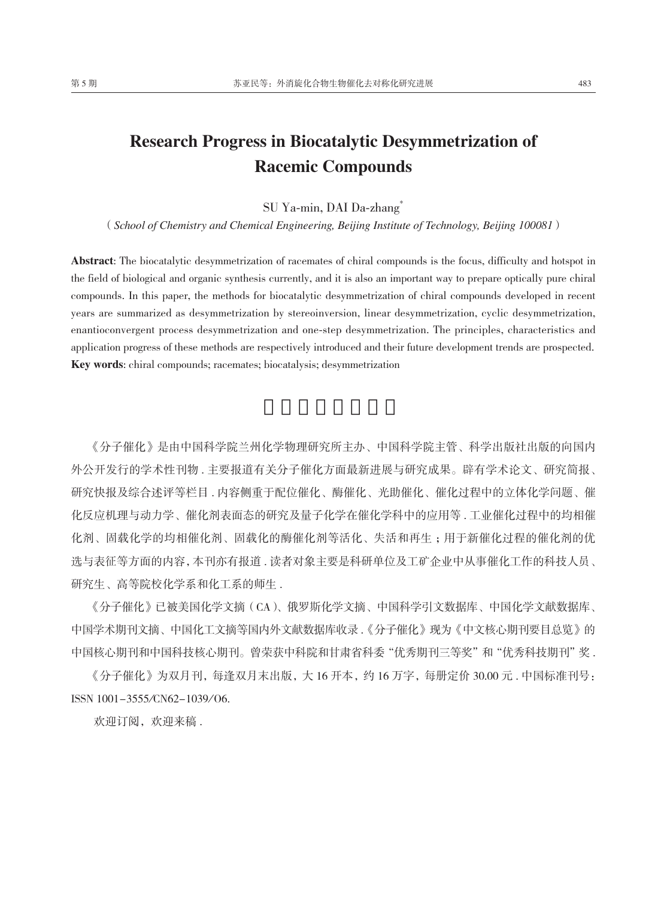# Research Progress in Biocatalytic Desymmetrization of Racemic Compounds

SU Ya-min, DAI Da-zhang*

( *School of Chemistry and Chemical Engineering, Beijing Institute of Technology, Beijing 100081* )

**Abstract**: The biocatalytic desymmetrization of racemates of chiral compounds is the focus, difficulty and hotspot in the field of biological and organic synthesis currently, and it is also an important way to prepare optically pure chiral compounds. In this paper, the methods for biocatalytic desymmetrization of chiral compounds developed in recent years are summarized as desymmetrization by stereoinversion, linear desymmetrization, cyclic desymmetrization, enantioconvergent process desymmetrization and one-step desymmetrization. The principles, characteristics and application progress of these methods are respectively introduced and their future development trends are prospected.

**Key words**: chiral compounds; racemates; biocatalysis; desymmetrization

# 《分子催化》征订启事

《分子催化》是由中国科学院兰州化学物理研究所主办、中国科学院主管、科学出版社出版的向国内外公开发行的学术性刊物 . 主要报道有关分子催化方面最新进展与研究成果。辟有学术论文、研究简报、研究快报及综合述评等栏目 . 内容侧重于配位催化、酶催化、光助催化、催化过程中的立体化学问题、催化反应机理与动力学、催化剂表面态的研究及量子化学在催化学科中的应用等 . 工业催化过程中的均相催化剂、固载化学的均相催化剂、固载化的酶催化剂等活化、失活和再生；用于新催化过程的催化剂的优选与表征等方面的内容, 本刊亦有报道 . 读者对象主要是科研单位及工矿企业中从事催化工作的科技人员、研究生、高等院校化学系和化工系的师生 .

《分子催化》已被美国化学文摘（CA）、俄罗斯化学文摘、中国科学引文数据库、中国化学文献数据库、中国学术期刊文摘、中国化工文摘等国内外文献数据库收录 .《分子催化》现为《中文核心期刊要目总览》的中国核心期刊和中国科技核心期刊。曾荣获中科院和甘肃省科委“优秀期刊三等奖”和“优秀科技期刊”奖 .

《分子催化》为双月刊，每逢双月末出版，大 16 开本，约 16 万字，每册定价 30.00 元 . 中国标准刊号：ISSN 1001-3555/CN62-1039/O6.

欢迎订阅，欢迎来稿 .